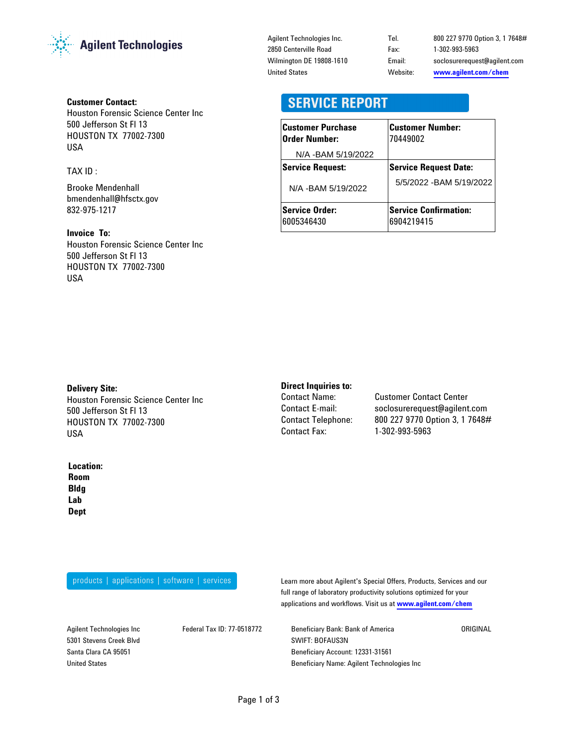Agilent Technologies

Agilent Technologies Inc.
2850 Centerville Road
Wilmington DE 19808-1610
United States

Tel. 800 227 9770 Option 3, 1 7648#
Fax: 1-302-993-5963
Email: soclosurerequest@agilent.com
Website: **www.agilent.com/chem**

**Customer Contact:**
Houston Forensic Science Center Inc
500 Jefferson St Fl 13
HOUSTON TX 77002-7300
USA

TAX ID :

Brooke Mendenhall
bmendenhall@hfsctx.gov
832-975-1217

**Invoice To:**
Houston Forensic Science Center Inc
500 Jefferson St Fl 13
HOUSTON TX 77002-7300
USA

# SERVICE REPORT

| **Customer Purchase Order Number:** N/A -BAM 5/19/2022 | **Customer Number:** 70449002 |
|---|---|
| **Service Request:** N/A -BAM 5/19/2022 | **Service Request Date:** 5/5/2022 -BAM 5/19/2022 |
| **Service Order:** 6005346430 | **Service Confirmation:** 6904219415 |

**Delivery Site:**
Houston Forensic Science Center Inc
500 Jefferson St Fl 13
HOUSTON TX 77002-7300
USA

**Direct Inquiries to:**
Contact Name: Customer Contact Center
Contact E-mail: soclosurerequest@agilent.com
Contact Telephone: 800 227 9770 Option 3, 1 7648#
Contact Fax: 1-302-993-5963

**Location:**
**Room**
**Bldg**
**Lab**
**Dept**

products | applications | software | services

Learn more about Agilent's Special Offers, Products, Services and our full range of laboratory productivity solutions optimized for your applications and workflows. Visit us at **www.agilent.com/chem**

Agilent Technologies Inc
5301 Stevens Creek Blvd
Santa Clara CA 95051
United States

Federal Tax ID: 77-0518772

Beneficiary Bank: Bank of America
SWIFT: BOFAUS3N
Beneficiary Account: 12331-31561
Beneficiary Name: Agilent Technologies Inc

ORIGINAL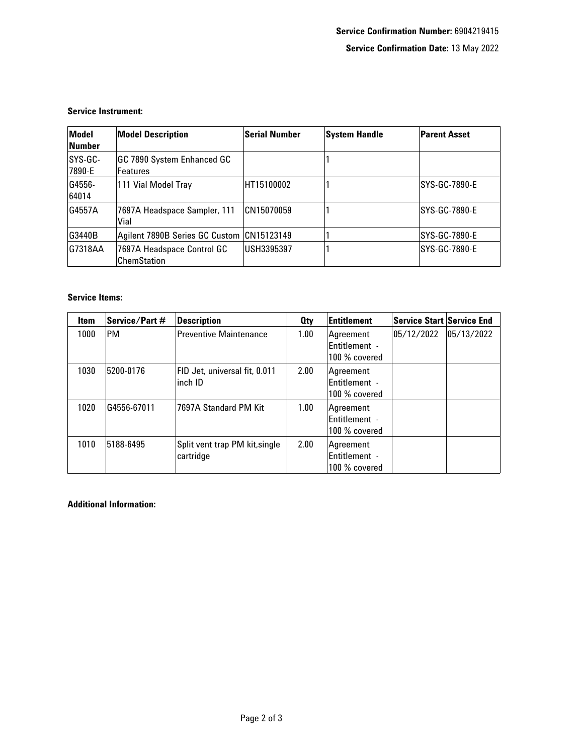**Service Confirmation Number:** 6904219415

**Service Confirmation Date:** 13 May 2022

**Service Instrument:**

| Model Number | Model Description | Serial Number | System Handle | Parent Asset |
|---|---|---|---|---|
| SYS-GC-7890-E | GC 7890 System Enhanced GC Features | | 1 | |
| G4556-64014 | 111 Vial Model Tray | HT15100002 | 1 | SYS-GC-7890-E |
| G4557A | 7697A Headspace Sampler, 111 Vial | CN15070059 | 1 | SYS-GC-7890-E |
| G3440B | Agilent 7890B Series GC Custom | CN15123149 | 1 | SYS-GC-7890-E |
| G7318AA | 7697A Headspace Control GC ChemStation | USH3395397 | 1 | SYS-GC-7890-E |

**Service Items:**

| Item | Service/Part # | Description | Qty | Entitlement | Service Start | Service End |
|---|---|---|---|---|---|---|
| 1000 | PM | Preventive Maintenance | 1.00 | Agreement Entitlement - 100 % covered | 05/12/2022 | 05/13/2022 |
| 1030 | 5200-0176 | FID Jet, universal fit, 0.011 inch ID | 2.00 | Agreement Entitlement - 100 % covered | | |
| 1020 | G4556-67011 | 7697A Standard PM Kit | 1.00 | Agreement Entitlement - 100 % covered | | |
| 1010 | 5188-6495 | Split vent trap PM kit,single cartridge | 2.00 | Agreement Entitlement - 100 % covered | | |

**Additional Information:**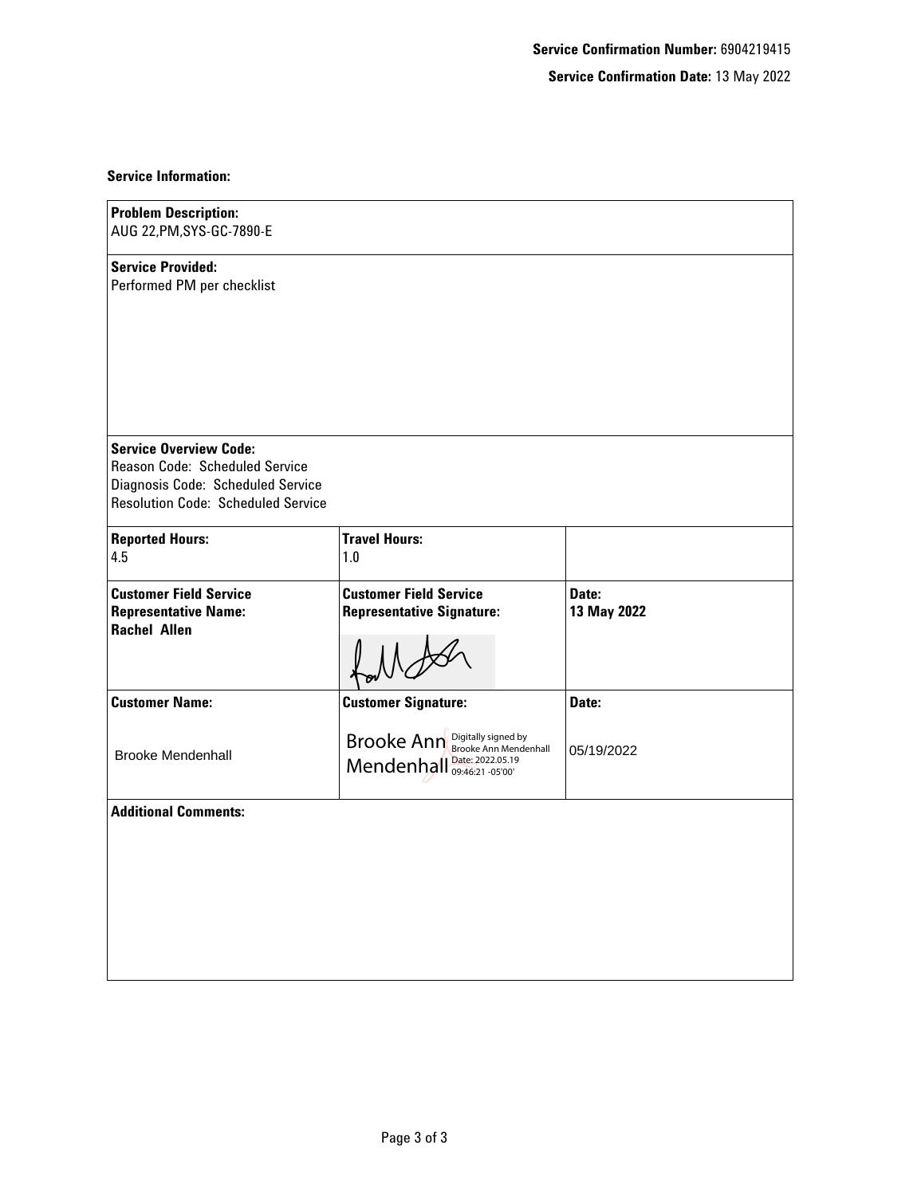**Service Confirmation Number:** 6904219415

**Service Confirmation Date:** 13 May 2022

**Service Information:**

| **Problem Description:**<br>AUG 22,PM,SYS-GC-7890-E | | |
|---|---|---|
| **Service Provided:**<br>Performed PM per checklist | | |
| **Service Overview Code:**<br>Reason Code: Scheduled Service<br>Diagnosis Code: Scheduled Service<br>Resolution Code: Scheduled Service | | |
| **Reported Hours:**<br>4.5 | **Travel Hours:**<br>1.0 | |
| **Customer Field Service Representative Name:**<br>**Rachel Allen** | **Customer Field Service Representative Signature:** | **Date:**<br>**13 May 2022** |
| **Customer Name:**<br>Brooke Mendenhall | **Customer Signature:**<br>Brooke Ann Mendenhall Digitally signed by Brooke Ann Mendenhall Date: 2022.05.19 09:46:21 -05'00' | **Date:**<br>05/19/2022 |
| **Additional Comments:** | | |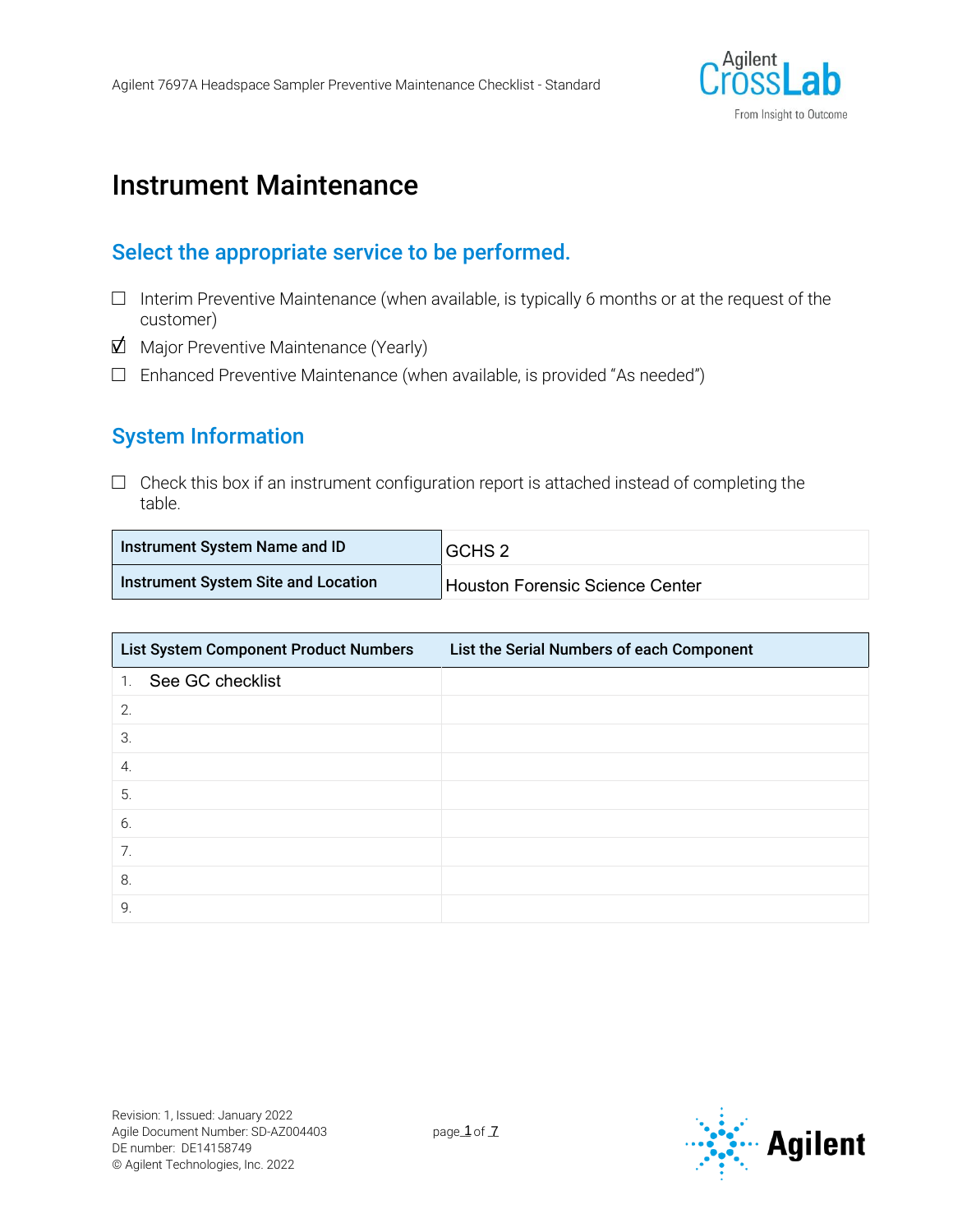# Instrument Maintenance

## Select the appropriate service to be performed.

- ☐ Interim Preventive Maintenance (when available, is typically 6 months or at the request of the customer)
- ☑ Major Preventive Maintenance (Yearly)
- ☐ Enhanced Preventive Maintenance (when available, is provided "As needed")

## System Information

☐ Check this box if an instrument configuration report is attached instead of completing the table.

| Instrument System Name and ID | GCHS 2 |
|---|---|
| Instrument System Site and Location | Houston Forensic Science Center |

| List System Component Product Numbers | List the Serial Numbers of each Component |
|---|---|
| 1. See GC checklist | |
| 2. | |
| 3. | |
| 4. | |
| 5. | |
| 6. | |
| 7. | |
| 8. | |
| 9. | |

Revision: 1, Issued: January 2022
Agile Document Number: SD-AZ004403
DE number: DE14158749
© Agilent Technologies, Inc. 2022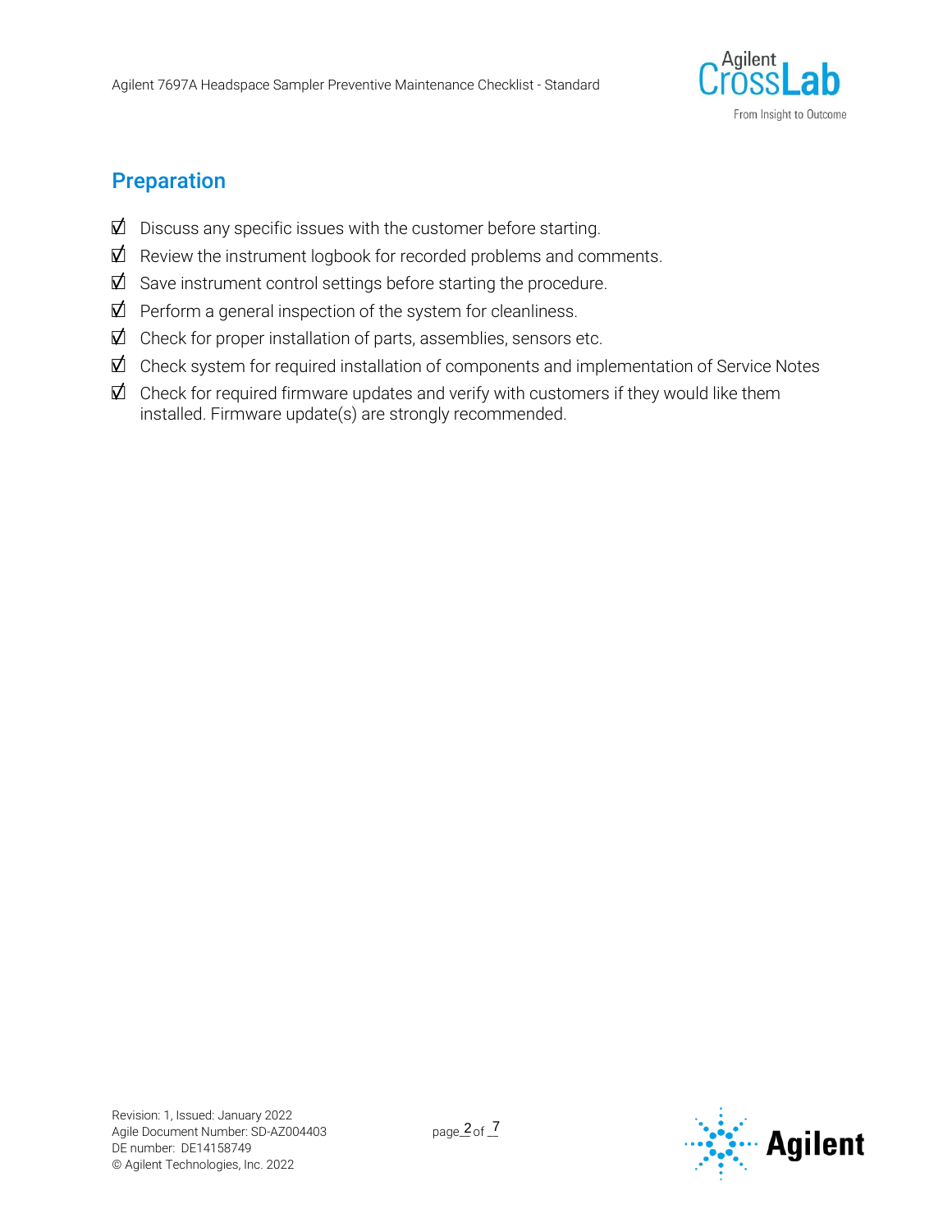## Preparation

- ☑ Discuss any specific issues with the customer before starting.
- ☑ Review the instrument logbook for recorded problems and comments.
- ☑ Save instrument control settings before starting the procedure.
- ☑ Perform a general inspection of the system for cleanliness.
- ☑ Check for proper installation of parts, assemblies, sensors etc.
- ☑ Check system for required installation of components and implementation of Service Notes
- ☑ Check for required firmware updates and verify with customers if they would like them installed. Firmware update(s) are strongly recommended.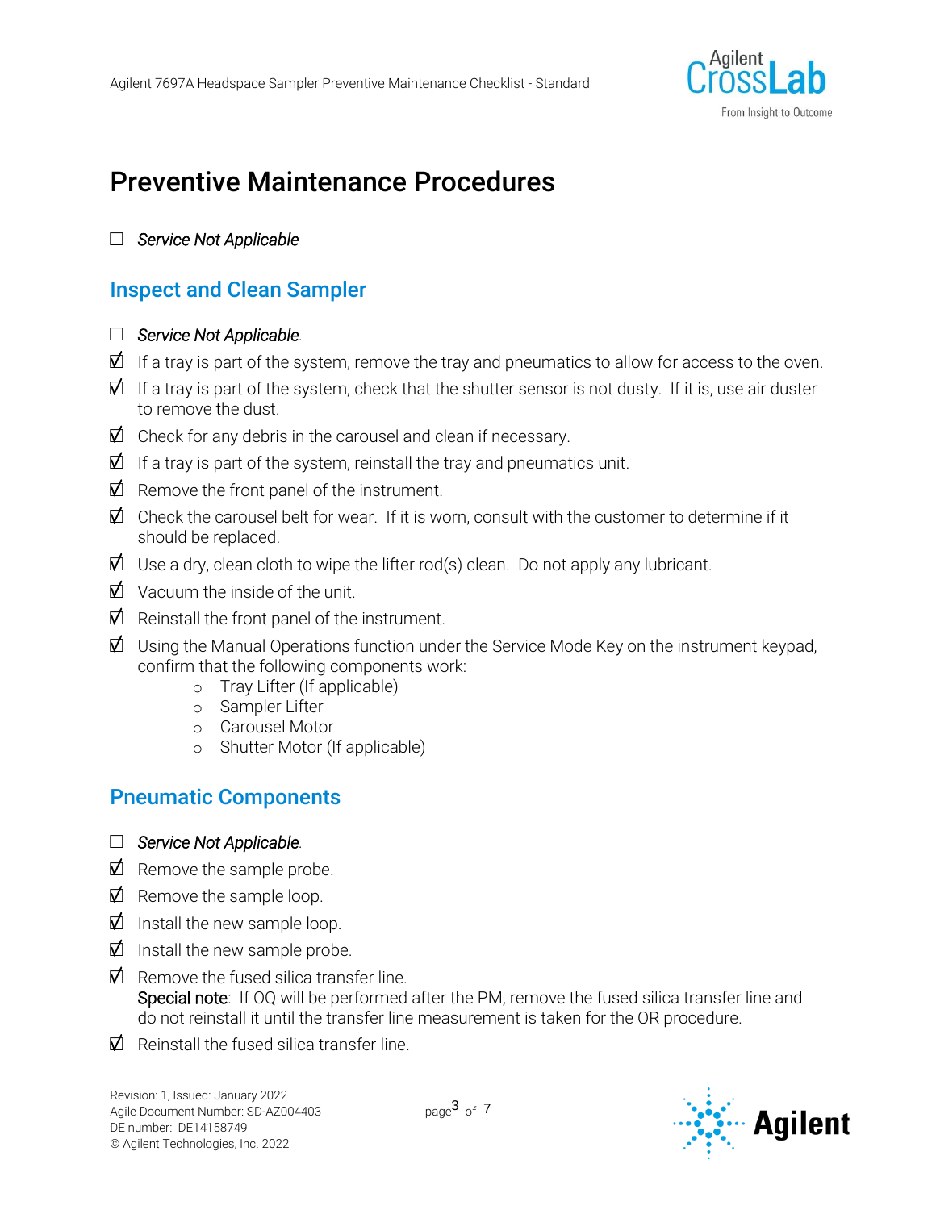# Preventive Maintenance Procedures

☐ *Service Not Applicable*

## Inspect and Clean Sampler

☐ *Service Not Applicable*.

☑ If a tray is part of the system, remove the tray and pneumatics to allow for access to the oven.

☑ If a tray is part of the system, check that the shutter sensor is not dusty. If it is, use air duster to remove the dust.

☑ Check for any debris in the carousel and clean if necessary.

☑ If a tray is part of the system, reinstall the tray and pneumatics unit.

☑ Remove the front panel of the instrument.

☑ Check the carousel belt for wear. If it is worn, consult with the customer to determine if it should be replaced.

☑ Use a dry, clean cloth to wipe the lifter rod(s) clean. Do not apply any lubricant.

☑ Vacuum the inside of the unit.

☑ Reinstall the front panel of the instrument.

☑ Using the Manual Operations function under the Service Mode Key on the instrument keypad, confirm that the following components work:

- Tray Lifter (If applicable)
- Sampler Lifter
- Carousel Motor
- Shutter Motor (If applicable)

## Pneumatic Components

☐ *Service Not Applicable*.

☑ Remove the sample probe.

☑ Remove the sample loop.

☑ Install the new sample loop.

☑ Install the new sample probe.

☑ Remove the fused silica transfer line.
**Special note**: If OQ will be performed after the PM, remove the fused silica transfer line and do not reinstall it until the transfer line measurement is taken for the OR procedure.

☑ Reinstall the fused silica transfer line.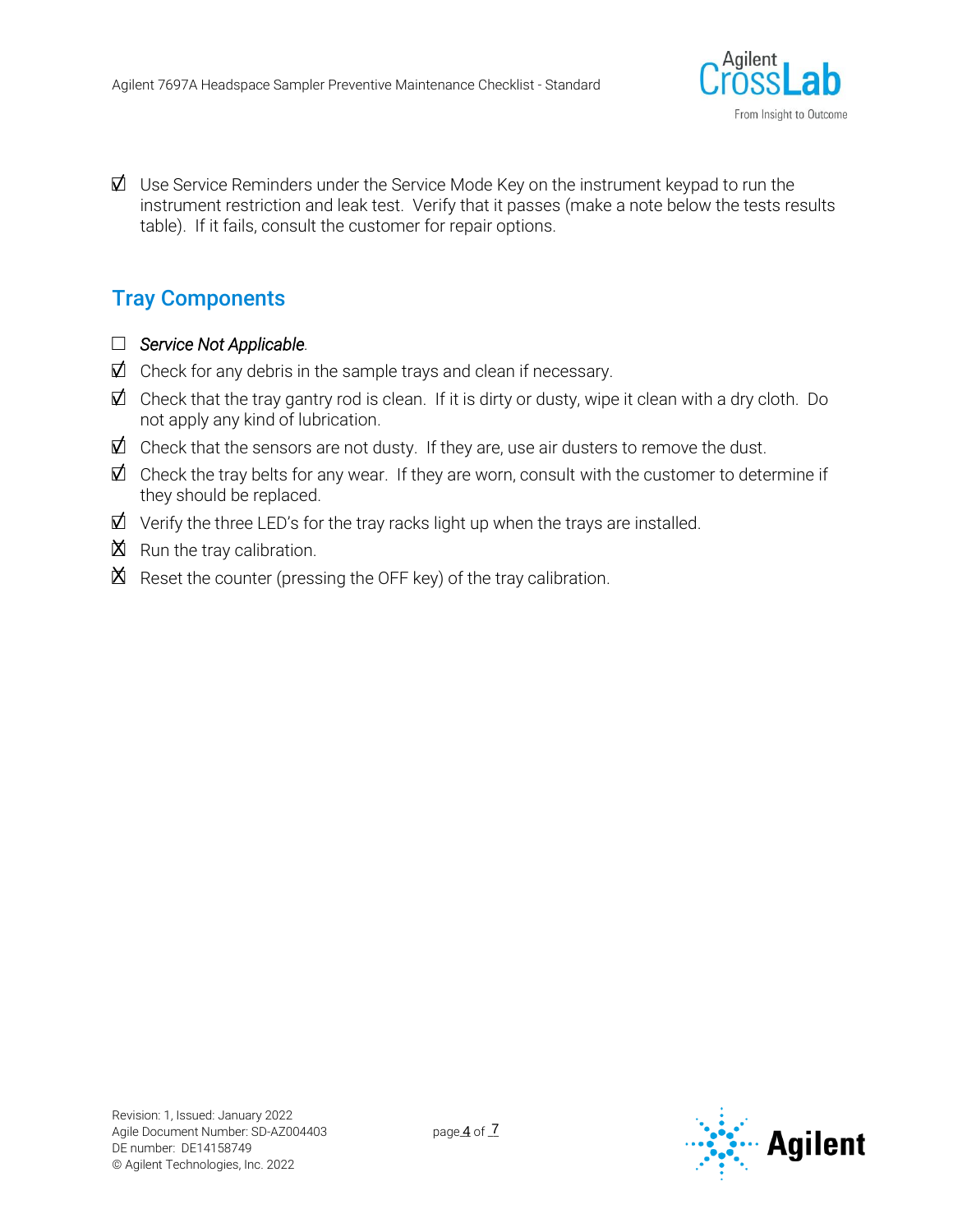☑ Use Service Reminders under the Service Mode Key on the instrument keypad to run the instrument restriction and leak test. Verify that it passes (make a note below the tests results table). If it fails, consult the customer for repair options.

## Tray Components

☐ *Service Not Applicable*.

☑ Check for any debris in the sample trays and clean if necessary.

☑ Check that the tray gantry rod is clean. If it is dirty or dusty, wipe it clean with a dry cloth. Do not apply any kind of lubrication.

☑ Check that the sensors are not dusty. If they are, use air dusters to remove the dust.

☑ Check the tray belts for any wear. If they are worn, consult with the customer to determine if they should be replaced.

☑ Verify the three LED's for the tray racks light up when the trays are installed.

☒ Run the tray calibration.

☒ Reset the counter (pressing the OFF key) of the tray calibration.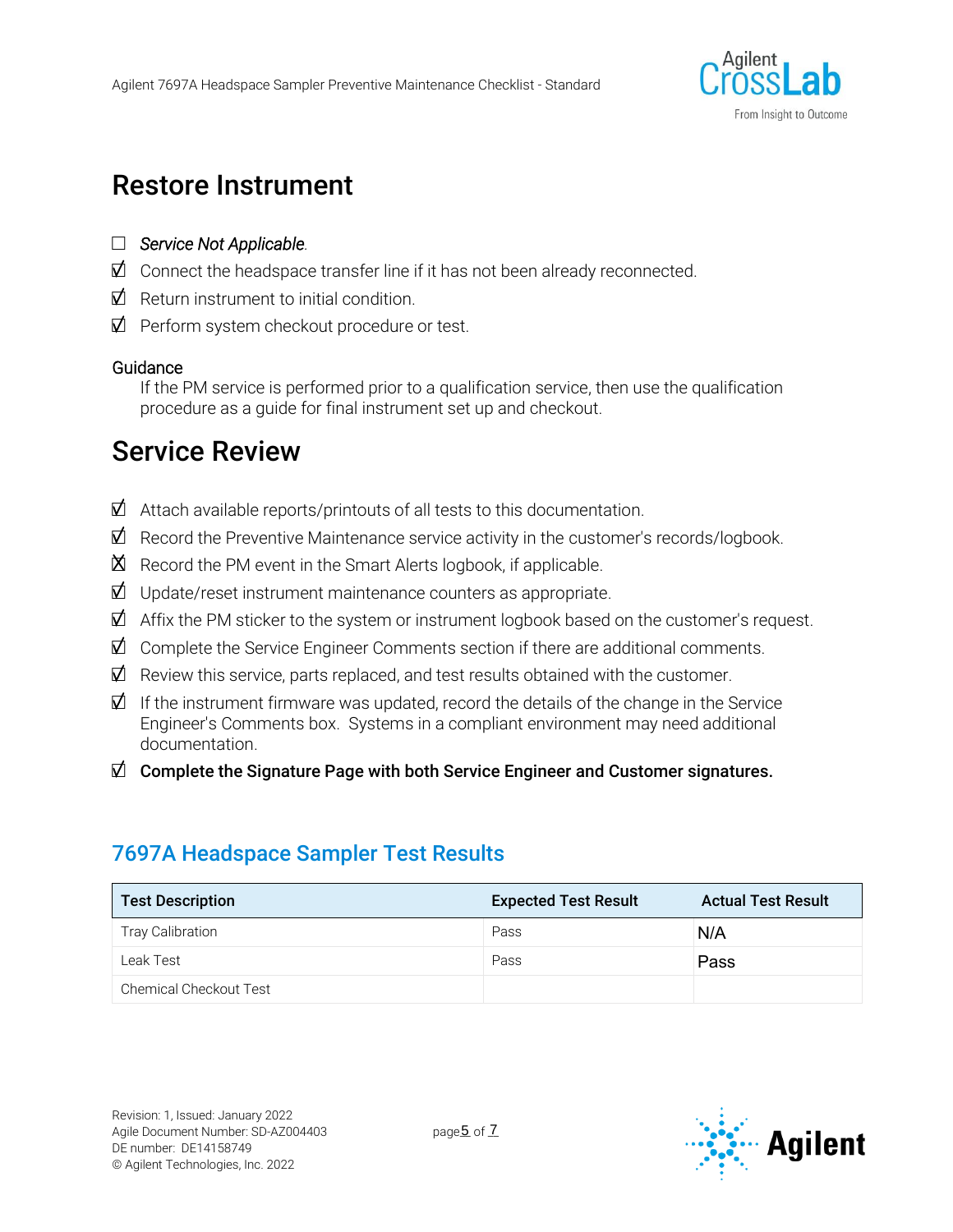# Restore Instrument

- ☐ *Service Not Applicable*.
- ☑ Connect the headspace transfer line if it has not been already reconnected.
- ☑ Return instrument to initial condition.
- ☑ Perform system checkout procedure or test.

**Guidance**

If the PM service is performed prior to a qualification service, then use the qualification procedure as a guide for final instrument set up and checkout.

# Service Review

- ☑ Attach available reports/printouts of all tests to this documentation.
- ☑ Record the Preventive Maintenance service activity in the customer's records/logbook.
- ☒ Record the PM event in the Smart Alerts logbook, if applicable.
- ☑ Update/reset instrument maintenance counters as appropriate.
- ☑ Affix the PM sticker to the system or instrument logbook based on the customer's request.
- ☑ Complete the Service Engineer Comments section if there are additional comments.
- ☑ Review this service, parts replaced, and test results obtained with the customer.
- ☑ If the instrument firmware was updated, record the details of the change in the Service Engineer's Comments box. Systems in a compliant environment may need additional documentation.
- ☑ **Complete the Signature Page with both Service Engineer and Customer signatures.**

## 7697A Headspace Sampler Test Results

| Test Description | Expected Test Result | Actual Test Result |
|---|---|---|
| Tray Calibration | Pass | N/A |
| Leak Test | Pass | Pass |
| Chemical Checkout Test | | |

Revision: 1, Issued: January 2022
Agile Document Number: SD-AZ004403
DE number: DE14158749
© Agilent Technologies, Inc. 2022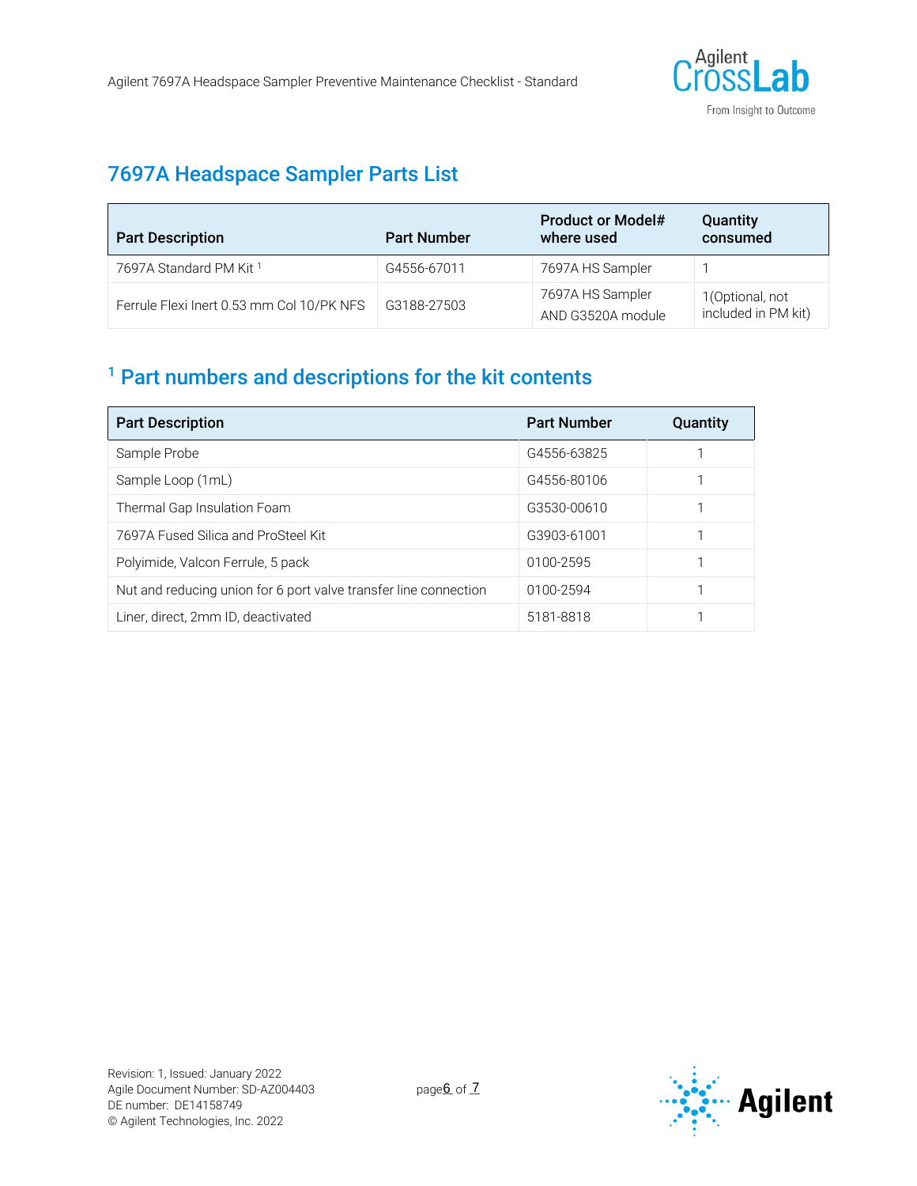## 7697A Headspace Sampler Parts List

| Part Description | Part Number | Product or Model# where used | Quantity consumed |
|---|---|---|---|
| 7697A Standard PM Kit [1] | G4556-67011 | 7697A HS Sampler | 1 |
| Ferrule Flexi Inert 0.53 mm Col 10/PK NFS | G3188-27503 | 7697A HS Sampler AND G3520A module | 1(Optional, not included in PM kit) |

## [1] Part numbers and descriptions for the kit contents

| Part Description | Part Number | Quantity |
|---|---|---|
| Sample Probe | G4556-63825 | 1 |
| Sample Loop (1mL) | G4556-80106 | 1 |
| Thermal Gap Insulation Foam | G3530-00610 | 1 |
| 7697A Fused Silica and ProSteel Kit | G3903-61001 | 1 |
| Polyimide, Valcon Ferrule, 5 pack | 0100-2595 | 1 |
| Nut and reducing union for 6 port valve transfer line connection | 0100-2594 | 1 |
| Liner, direct, 2mm ID, deactivated | 5181-8818 | 1 |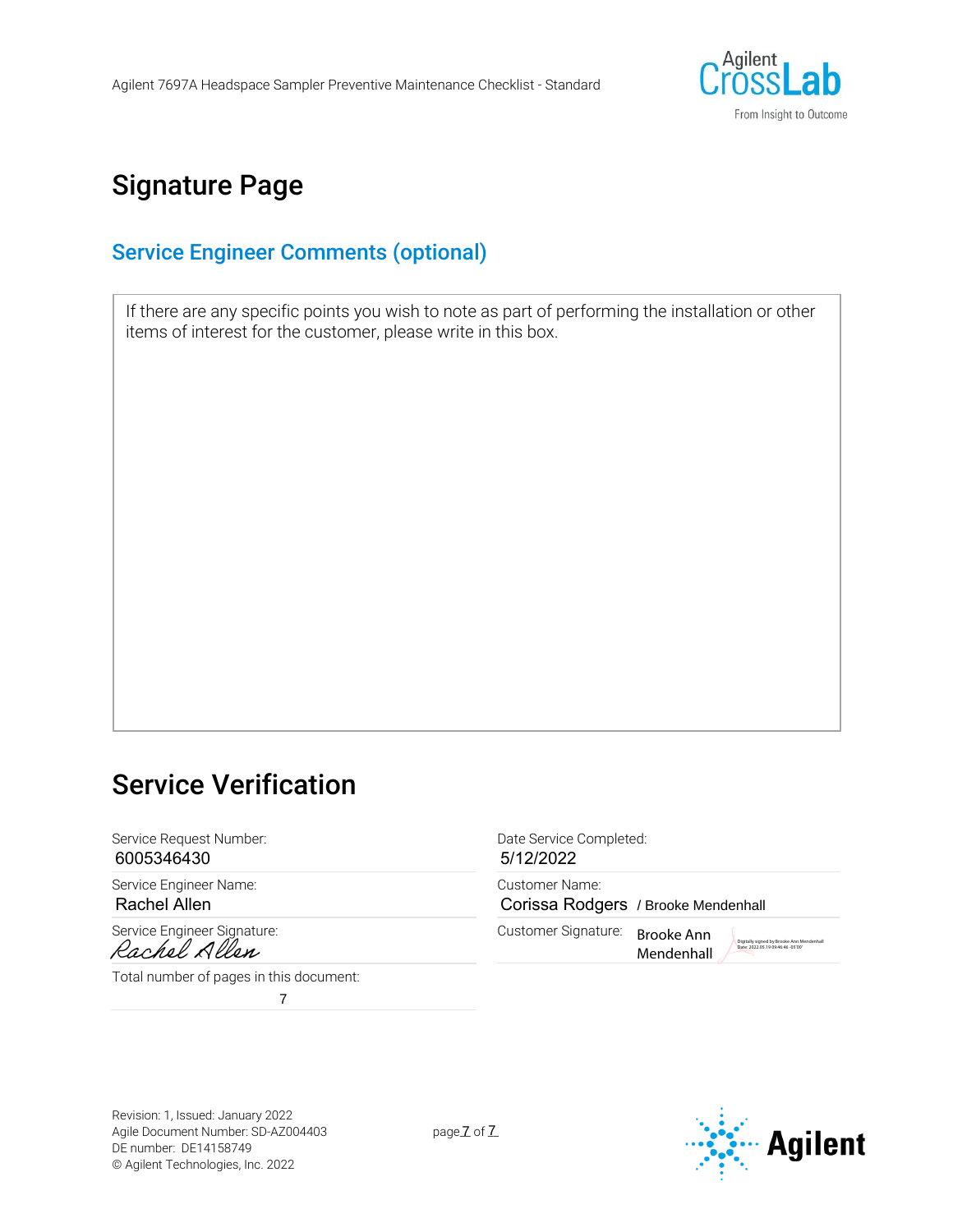# Signature Page

## Service Engineer Comments (optional)

If there are any specific points you wish to note as part of performing the installation or other items of interest for the customer, please write in this box.

# Service Verification

| | |
|---|---|
| Service Request Number: 6005346430 | Date Service Completed: 5/12/2022 |
| Service Engineer Name: Rachel Allen | Customer Name: Corissa Rodgers / Brooke Mendenhall |
| Service Engineer Signature: Rachel Allen | Customer Signature: Brooke Ann Mendenhall (Digitally signed by Brooke Ann Mendenhall Date: 2022.05.19 09:46:46 -05'00') |
| Total number of pages in this document: 7 | |

Revision: 1, Issued: January 2022
Agile Document Number: SD-AZ004403
DE number: DE14158749
© Agilent Technologies, Inc. 2022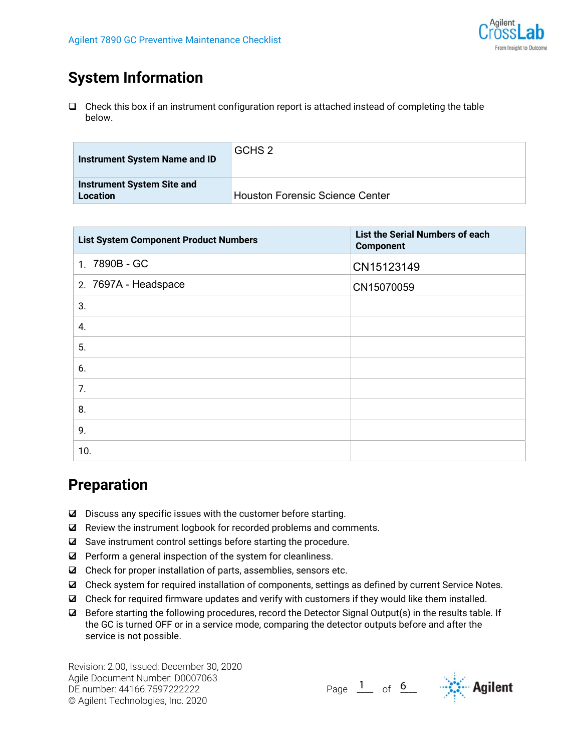# System Information

- [ ] Check this box if an instrument configuration report is attached instead of completing the table below.

| Instrument System Name and ID | GCHS 2 |
| --- | --- |
| Instrument System Site and Location | Houston Forensic Science Center |

| List System Component Product Numbers | List the Serial Numbers of each Component |
| --- | --- |
| 1. 7890B - GC | CN15123149 |
| 2. 7697A - Headspace | CN15070059 |
| 3. | |
| 4. | |
| 5. | |
| 6. | |
| 7. | |
| 8. | |
| 9. | |
| 10. | |

# Preparation

- [x] Discuss any specific issues with the customer before starting.
- [x] Review the instrument logbook for recorded problems and comments.
- [x] Save instrument control settings before starting the procedure.
- [x] Perform a general inspection of the system for cleanliness.
- [x] Check for proper installation of parts, assemblies, sensors etc.
- [x] Check system for required installation of components, settings as defined by current Service Notes.
- [x] Check for required firmware updates and verify with customers if they would like them installed.
- [x] Before starting the following procedures, record the Detector Signal Output(s) in the results table. If the GC is turned OFF or in a service mode, comparing the detector outputs before and after the service is not possible.

Revision: 2.00, Issued: December 30, 2020
Agile Document Number: D0007063
DE number: 44166.7597222222
© Agilent Technologies, Inc. 2020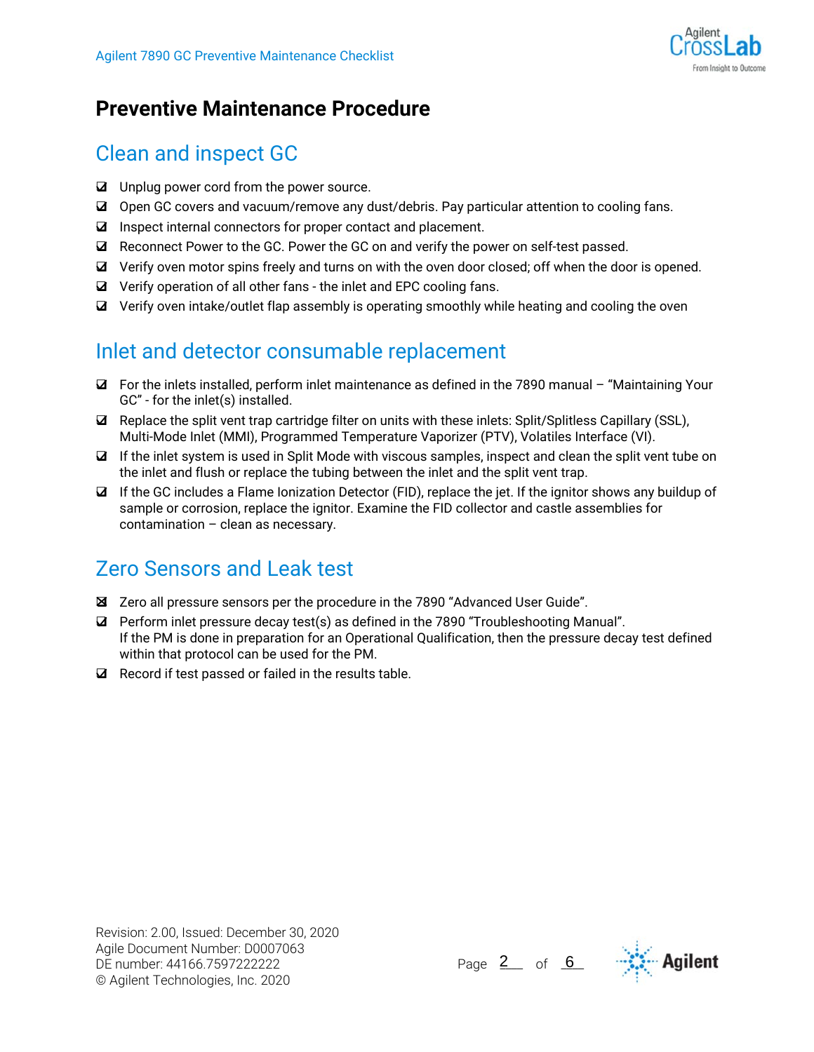# Preventive Maintenance Procedure

## Clean and inspect GC

- ☑ Unplug power cord from the power source.
- ☑ Open GC covers and vacuum/remove any dust/debris. Pay particular attention to cooling fans.
- ☑ Inspect internal connectors for proper contact and placement.
- ☑ Reconnect Power to the GC. Power the GC on and verify the power on self-test passed.
- ☑ Verify oven motor spins freely and turns on with the oven door closed; off when the door is opened.
- ☑ Verify operation of all other fans - the inlet and EPC cooling fans.
- ☑ Verify oven intake/outlet flap assembly is operating smoothly while heating and cooling the oven

## Inlet and detector consumable replacement

- ☑ For the inlets installed, perform inlet maintenance as defined in the 7890 manual – "Maintaining Your GC" - for the inlet(s) installed.
- ☑ Replace the split vent trap cartridge filter on units with these inlets: Split/Splitless Capillary (SSL), Multi-Mode Inlet (MMI), Programmed Temperature Vaporizer (PTV), Volatiles Interface (VI).
- ☑ If the inlet system is used in Split Mode with viscous samples, inspect and clean the split vent tube on the inlet and flush or replace the tubing between the inlet and the split vent trap.
- ☑ If the GC includes a Flame Ionization Detector (FID), replace the jet. If the ignitor shows any buildup of sample or corrosion, replace the ignitor. Examine the FID collector and castle assemblies for contamination – clean as necessary.

## Zero Sensors and Leak test

- ☒ Zero all pressure sensors per the procedure in the 7890 "Advanced User Guide".
- ☑ Perform inlet pressure decay test(s) as defined in the 7890 "Troubleshooting Manual".
  If the PM is done in preparation for an Operational Qualification, then the pressure decay test defined within that protocol can be used for the PM.
- ☑ Record if test passed or failed in the results table.

Revision: 2.00, Issued: December 30, 2020
Agile Document Number: D0007063
DE number: 44166.7597222222
© Agilent Technologies, Inc. 2020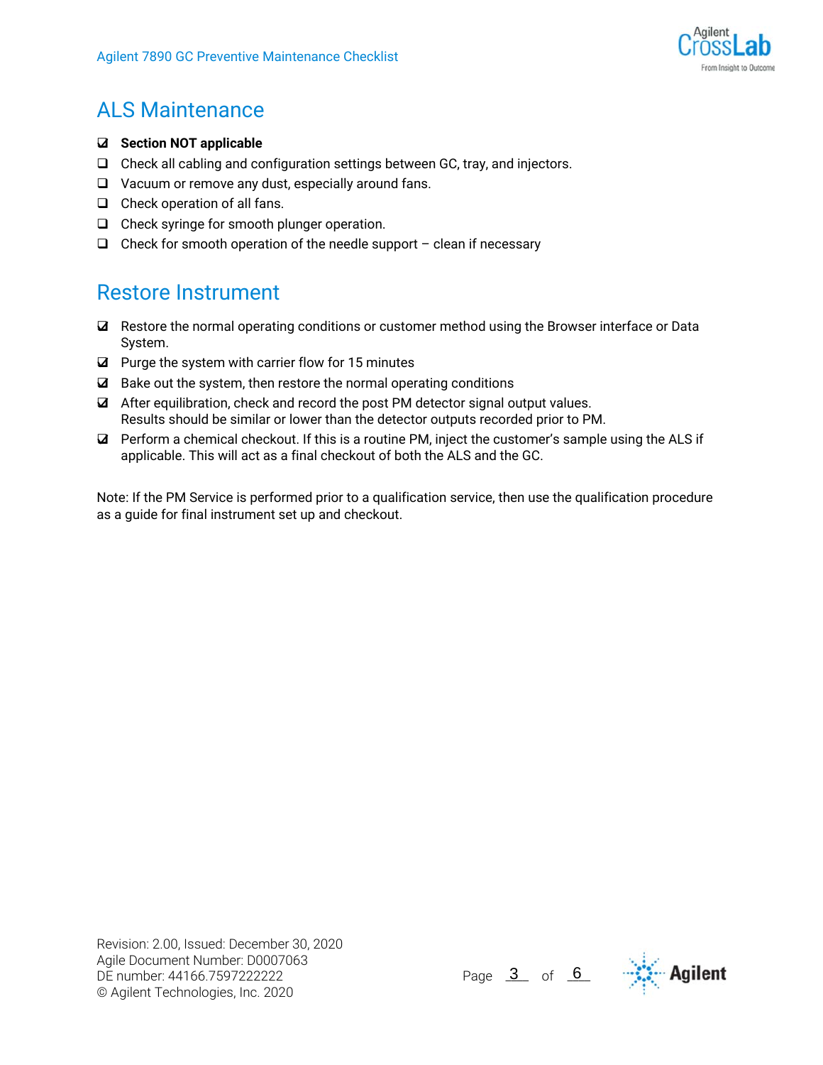## ALS Maintenance

- [x] **Section NOT applicable**
- [ ] Check all cabling and configuration settings between GC, tray, and injectors.
- [ ] Vacuum or remove any dust, especially around fans.
- [ ] Check operation of all fans.
- [ ] Check syringe for smooth plunger operation.
- [ ] Check for smooth operation of the needle support – clean if necessary

## Restore Instrument

- [x] Restore the normal operating conditions or customer method using the Browser interface or Data System.
- [x] Purge the system with carrier flow for 15 minutes
- [x] Bake out the system, then restore the normal operating conditions
- [x] After equilibration, check and record the post PM detector signal output values. Results should be similar or lower than the detector outputs recorded prior to PM.
- [x] Perform a chemical checkout. If this is a routine PM, inject the customer's sample using the ALS if applicable. This will act as a final checkout of both the ALS and the GC.

Note: If the PM Service is performed prior to a qualification service, then use the qualification procedure as a guide for final instrument set up and checkout.

Revision: 2.00, Issued: December 30, 2020
Agile Document Number: D0007063
DE number: 44166.7597222222
© Agilent Technologies, Inc. 2020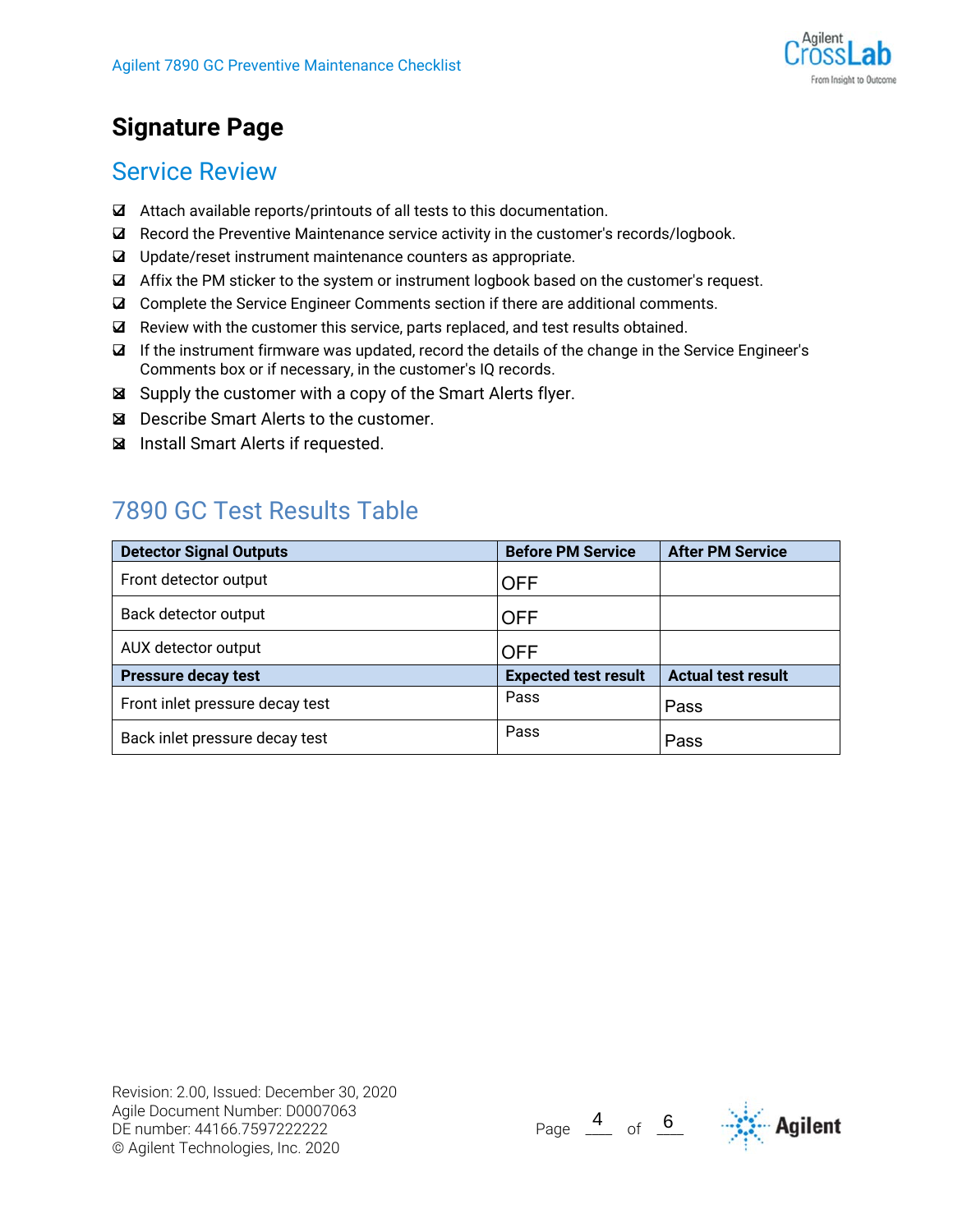# Signature Page

## Service Review

- ☑ Attach available reports/printouts of all tests to this documentation.
- ☑ Record the Preventive Maintenance service activity in the customer's records/logbook.
- ☑ Update/reset instrument maintenance counters as appropriate.
- ☑ Affix the PM sticker to the system or instrument logbook based on the customer's request.
- ☑ Complete the Service Engineer Comments section if there are additional comments.
- ☑ Review with the customer this service, parts replaced, and test results obtained.
- ☑ If the instrument firmware was updated, record the details of the change in the Service Engineer's Comments box or if necessary, in the customer's IQ records.
- ☒ Supply the customer with a copy of the Smart Alerts flyer.
- ☒ Describe Smart Alerts to the customer.
- ☒ Install Smart Alerts if requested.

## 7890 GC Test Results Table

| Detector Signal Outputs | Before PM Service | After PM Service |
|---|---|---|
| Front detector output | OFF | |
| Back detector output | OFF | |
| AUX detector output | OFF | |
| **Pressure decay test** | **Expected test result** | **Actual test result** |
| Front inlet pressure decay test | Pass | Pass |
| Back inlet pressure decay test | Pass | Pass |

Revision: 2.00, Issued: December 30, 2020
Agile Document Number: D0007063
DE number: 44166.7597222222
© Agilent Technologies, Inc. 2020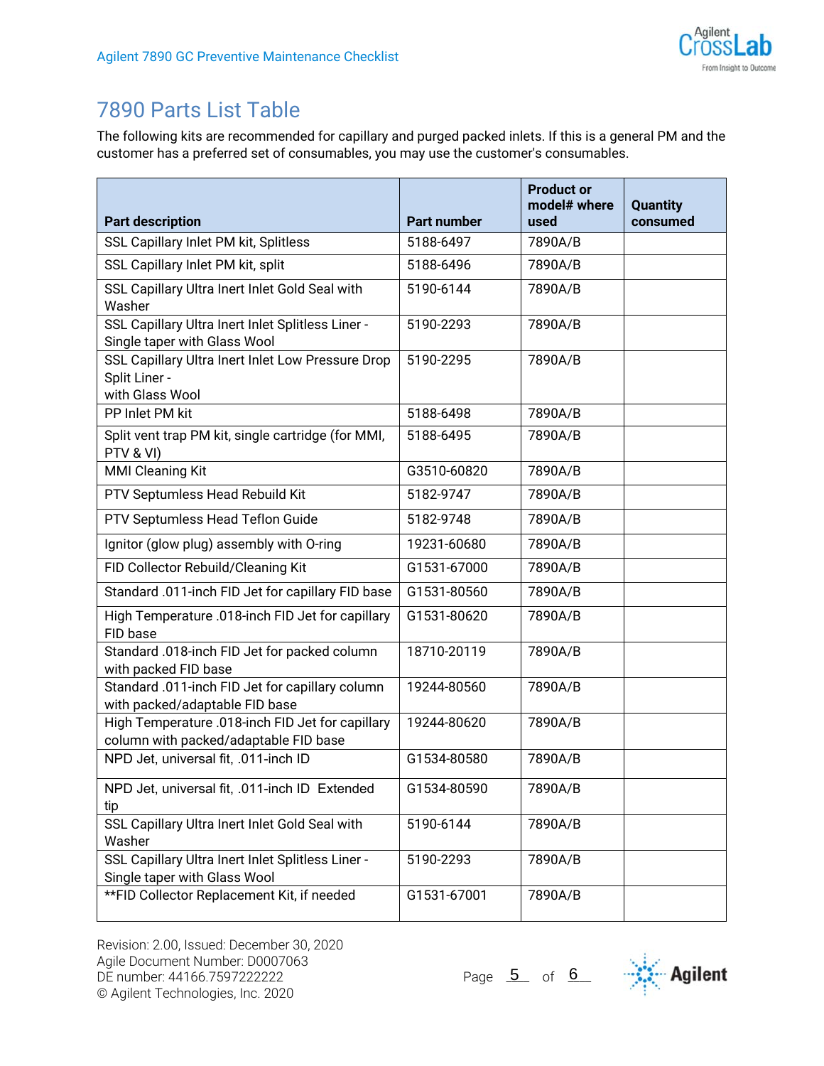## 7890 Parts List Table

The following kits are recommended for capillary and purged packed inlets. If this is a general PM and the customer has a preferred set of consumables, you may use the customer's consumables.

| Part description | Part number | Product or model# where used | Quantity consumed |
|---|---|---|---|
| SSL Capillary Inlet PM kit, Splitless | 5188-6497 | 7890A/B | |
| SSL Capillary Inlet PM kit, split | 5188-6496 | 7890A/B | |
| SSL Capillary Ultra Inert Inlet Gold Seal with Washer | 5190-6144 | 7890A/B | |
| SSL Capillary Ultra Inert Inlet Splitless Liner - Single taper with Glass Wool | 5190-2293 | 7890A/B | |
| SSL Capillary Ultra Inert Inlet Low Pressure Drop Split Liner - with Glass Wool | 5190-2295 | 7890A/B | |
| PP Inlet PM kit | 5188-6498 | 7890A/B | |
| Split vent trap PM kit, single cartridge (for MMI, PTV & VI) | 5188-6495 | 7890A/B | |
| MMI Cleaning Kit | G3510-60820 | 7890A/B | |
| PTV Septumless Head Rebuild Kit | 5182-9747 | 7890A/B | |
| PTV Septumless Head Teflon Guide | 5182-9748 | 7890A/B | |
| Ignitor (glow plug) assembly with O-ring | 19231-60680 | 7890A/B | |
| FID Collector Rebuild/Cleaning Kit | G1531-67000 | 7890A/B | |
| Standard .011-inch FID Jet for capillary FID base | G1531-80560 | 7890A/B | |
| High Temperature .018-inch FID Jet for capillary FID base | G1531-80620 | 7890A/B | |
| Standard .018-inch FID Jet for packed column with packed FID base | 18710-20119 | 7890A/B | |
| Standard .011-inch FID Jet for capillary column with packed/adaptable FID base | 19244-80560 | 7890A/B | |
| High Temperature .018-inch FID Jet for capillary column with packed/adaptable FID base | 19244-80620 | 7890A/B | |
| NPD Jet, universal fit, .011-inch ID | G1534-80580 | 7890A/B | |
| NPD Jet, universal fit, .011-inch ID Extended tip | G1534-80590 | 7890A/B | |
| SSL Capillary Ultra Inert Inlet Gold Seal with Washer | 5190-6144 | 7890A/B | |
| SSL Capillary Ultra Inert Inlet Splitless Liner - Single taper with Glass Wool | 5190-2293 | 7890A/B | |
| **FID Collector Replacement Kit, if needed | G1531-67001 | 7890A/B | |

Revision: 2.00, Issued: December 30, 2020
Agile Document Number: D0007063
DE number: 44166.7597222222
© Agilent Technologies, Inc. 2020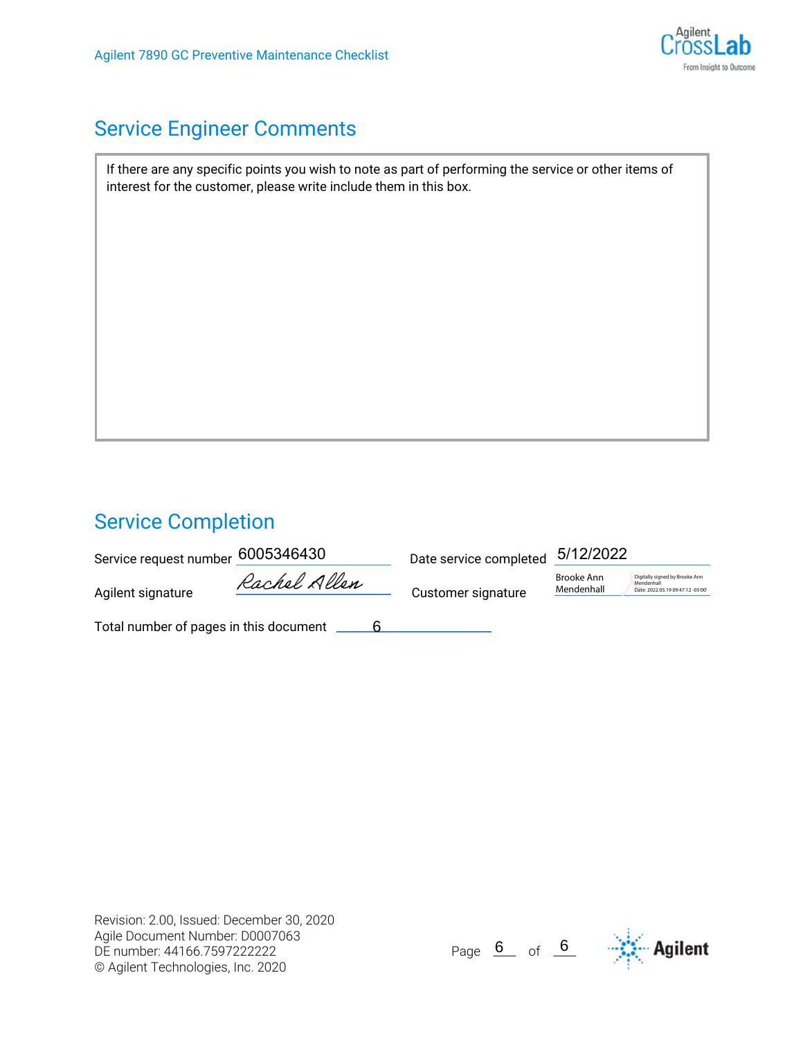## Service Engineer Comments

If there are any specific points you wish to note as part of performing the service or other items of interest for the customer, please write include them in this box.

## Service Completion

Service request number 6005346430

Date service completed 5/12/2022

Agilent signature *Rachel Allen*

Customer signature Brooke Ann Mendenhall — Digitally signed by Brooke Ann Mendenhall Date: 2022.05.19 09:47:12 -05'00'

Total number of pages in this document 6

Revision: 2.00, Issued: December 30, 2020
Agile Document Number: D0007063
DE number: 44166.7597222222
© Agilent Technologies, Inc. 2020